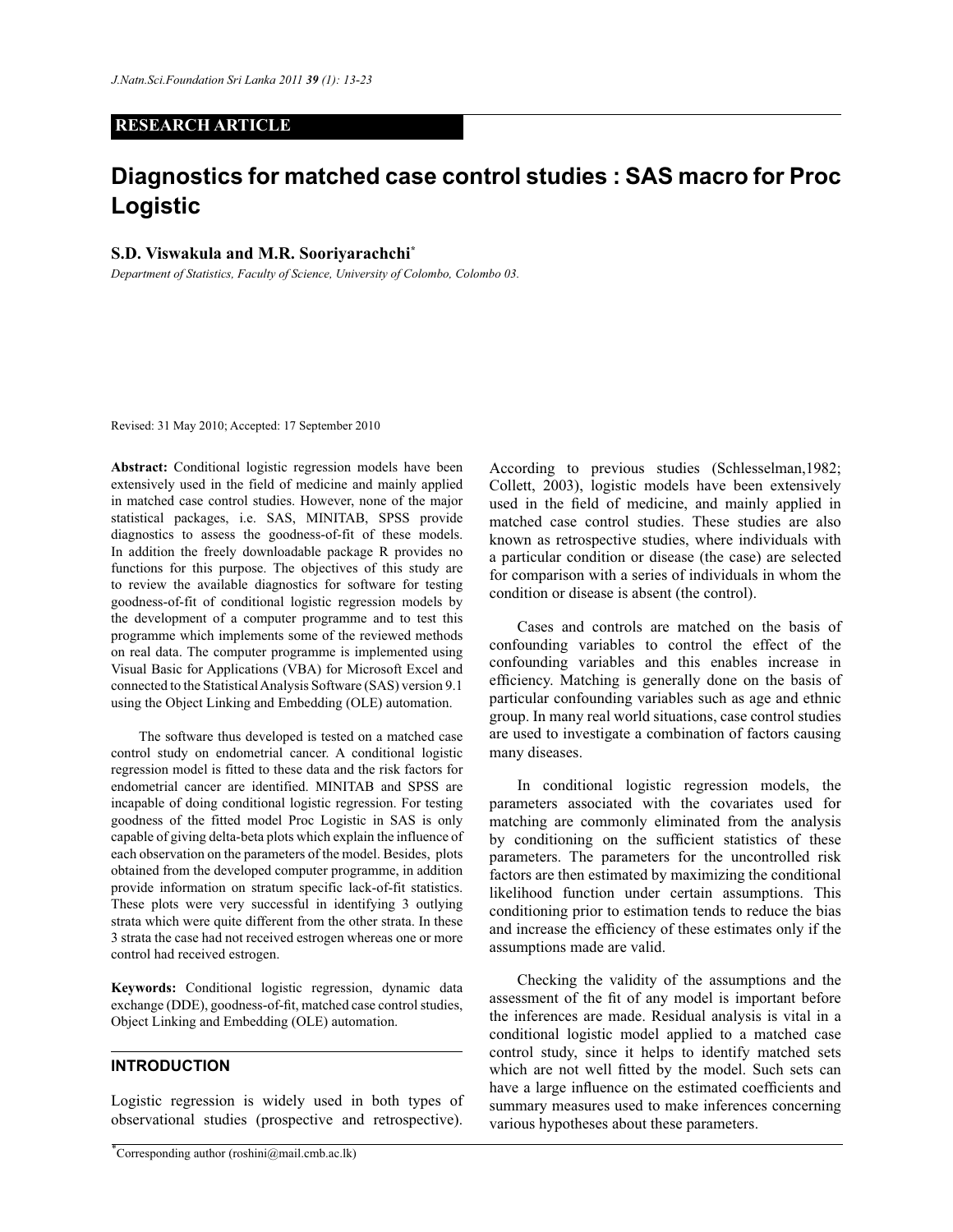RESEARCH ARTICLE

# Diagnostics for matched case control studies : SAS macro for Proc Logistic

**S.D. Viswakula and M.R. Sooriyarachchi***

*Department of Statistics, Faculty of Science, University of Colombo, Colombo 03.*

Revised: 31 May 2010; Accepted: 17 September 2010

**Abstract:** Conditional logistic regression models have been extensively used in the field of medicine and mainly applied in matched case control studies. However, none of the major statistical packages, i.e. SAS, MINITAB, SPSS provide diagnostics to assess the goodness-of-fit of these models. In addition the freely downloadable package R provides no functions for this purpose. The objectives of this study are to review the available diagnostics for software for testing goodness-of-fit of conditional logistic regression models by the development of a computer programme and to test this programme which implements some of the reviewed methods on real data. The computer programme is implemented using Visual Basic for Applications (VBA) for Microsoft Excel and connected to the Statistical Analysis Software (SAS) version 9.1 using the Object Linking and Embedding (OLE) automation.

The software thus developed is tested on a matched case control study on endometrial cancer. A conditional logistic regression model is fitted to these data and the risk factors for endometrial cancer are identified. MINITAB and SPSS are incapable of doing conditional logistic regression. For testing goodness of the fitted model Proc Logistic in SAS is only capable of giving delta-beta plots which explain the influence of each observation on the parameters of the model. Besides, plots obtained from the developed computer programme, in addition provide information on stratum specific lack-of-fit statistics. These plots were very successful in identifying 3 outlying strata which were quite different from the other strata. In these 3 strata the case had not received estrogen whereas one or more control had received estrogen.

**Keywords:** Conditional logistic regression, dynamic data exchange (DDE), goodness-of-fit, matched case control studies, Object Linking and Embedding (OLE) automation.

## INTRODUCTION

Logistic regression is widely used in both types of observational studies (prospective and retrospective). According to previous studies (Schlesselman,1982; Collett, 2003), logistic models have been extensively used in the field of medicine, and mainly applied in matched case control studies. These studies are also known as retrospective studies, where individuals with a particular condition or disease (the case) are selected for comparison with a series of individuals in whom the condition or disease is absent (the control).

Cases and controls are matched on the basis of confounding variables to control the effect of the confounding variables and this enables increase in efficiency. Matching is generally done on the basis of particular confounding variables such as age and ethnic group. In many real world situations, case control studies are used to investigate a combination of factors causing many diseases.

In conditional logistic regression models, the parameters associated with the covariates used for matching are commonly eliminated from the analysis by conditioning on the sufficient statistics of these parameters. The parameters for the uncontrolled risk factors are then estimated by maximizing the conditional likelihood function under certain assumptions. This conditioning prior to estimation tends to reduce the bias and increase the efficiency of these estimates only if the assumptions made are valid.

Checking the validity of the assumptions and the assessment of the fit of any model is important before the inferences are made. Residual analysis is vital in a conditional logistic model applied to a matched case control study, since it helps to identify matched sets which are not well fitted by the model. Such sets can have a large influence on the estimated coefficients and summary measures used to make inferences concerning various hypotheses about these parameters.

*Corresponding author (roshini@mail.cmb.ac.lk)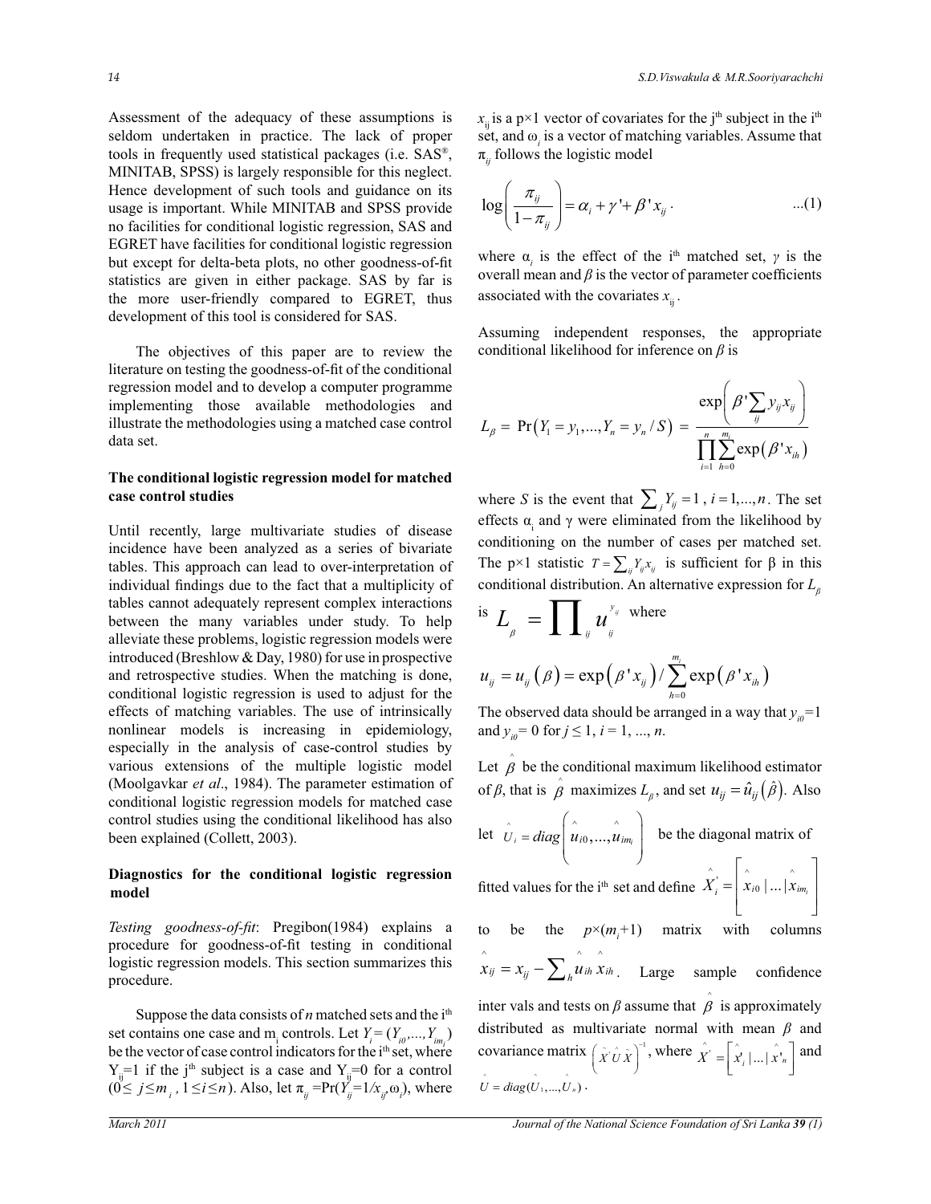Assessment of the adequacy of these assumptions is seldom undertaken in practice. The lack of proper tools in frequently used statistical packages (i.e. SAS®, MINITAB, SPSS) is largely responsible for this neglect. Hence development of such tools and guidance on its usage is important. While MINITAB and SPSS provide no facilities for conditional logistic regression, SAS and EGRET have facilities for conditional logistic regression but except for delta-beta plots, no other goodness-of-fit statistics are given in either package. SAS by far is the more user-friendly compared to EGRET, thus development of this tool is considered for SAS.

The objectives of this paper are to review the literature on testing the goodness-of-fit of the conditional regression model and to develop a computer programme implementing those available methodologies and illustrate the methodologies using a matched case control data set.

## The conditional logistic regression model for matched case control studies

Until recently, large multivariate studies of disease incidence have been analyzed as a series of bivariate tables. This approach can lead to over-interpretation of individual findings due to the fact that a multiplicity of tables cannot adequately represent complex interactions between the many variables under study. To help alleviate these problems, logistic regression models were introduced (Breshlow & Day, 1980) for use in prospective and retrospective studies. When the matching is done, conditional logistic regression is used to adjust for the effects of matching variables. The use of intrinsically nonlinear models is increasing in epidemiology, especially in the analysis of case-control studies by various extensions of the multiple logistic model (Moolgavkar *et al*., 1984). The parameter estimation of conditional logistic regression models for matched case control studies using the conditional likelihood has also been explained (Collett, 2003).

## Diagnostics for the conditional logistic regression model

*Testing goodness-of-fit*: Pregibon(1984) explains a procedure for goodness-of-fit testing in conditional logistic regression models. This section summarizes this procedure.

Suppose the data consists of $n$ matched sets and the $i^{th}$ set contains one case and $m_i$ controls. Let $Y_i = (Y_{i0},...,Y_{im_i})$ be the vector of case control indicators for the $i^{th}$ set, where $Y_{ij}=1$ if the $j^{th}$ subject is a case and $Y_{ij}=0$ for a control ($0 \leq j \leq m_i$ , $1 \leq i \leq n$). Also, let $\pi_{ij} = \Pr(Y_{ij}=1/x_{ij}, \omega_i)$, where $x_{ij}$ is a p×1 vector of covariates for the $j^{th}$ subject in the $i^{th}$ set, and $\omega_i$ is a vector of matching variables. Assume that $\pi_{ij}$ follows the logistic model

$$\log\left(\frac{\pi_{ij}}{1-\pi_{ij}}\right) = \alpha_i + \gamma' + \beta' x_{ij} . \qquad ...(1)$$

where $\alpha_i$ is the effect of the $i^{th}$ matched set, $\gamma$ is the overall mean and $\beta$ is the vector of parameter coefficients associated with the covariates $x_{ij}$ .

Assuming independent responses, the appropriate conditional likelihood for inference on $\beta$ is

$$L_\beta = \Pr\left(Y_1 = y_1,...,Y_n = y_n / S\right) = \frac{\exp\left(\beta' \sum_{ij} y_{ij} x_{ij}\right)}{\prod_{i=1}^{n} \sum_{h=0}^{m_i} \exp\left(\beta' x_{ih}\right)}$$

where $S$ is the event that $\sum_j Y_{ij} = 1$ , $i = 1,...,n$. The set effects $\alpha_i$ and $\gamma$ were eliminated from the likelihood by conditioning on the number of cases per matched set. The p×1 statistic $T = \sum_{ij} Y_{ij} x_{ij}$ is sufficient for β in this conditional distribution. An alternative expression for $L_\beta$ is $L_\beta = \prod_{ij} u_{ij}^{y_{ij}}$ where

$$u_{ij} = u_{ij}\left(\beta\right) = \exp\left(\beta' x_{ij}\right) / \sum_{h=0}^{m_i} \exp\left(\beta' x_{ih}\right)$$

The observed data should be arranged in a way that $y_{i0}=1$ and $y_{i0}= 0$ for $j \leq 1$, $i = 1, ..., n$.

Let $\hat{\beta}$ be the conditional maximum likelihood estimator of $\beta$, that is $\hat{\beta}$ maximizes $L_\beta$, and set $u_{ij} = \hat{u}_{ij}\left(\hat{\beta}\right)$. Also let $\hat{U}_i = diag\left(\hat{u}_{i0},...,\hat{u}_{im_i}\right)$ be the diagonal matrix of fitted values for the $i^{th}$ set and define $\hat{X}'_i = \left[\hat{x}_{i0} \,|\, ... \,|\, \hat{x}_{im_i}\right]$ to be the $p \times (m_i+1)$ matrix with columns $\hat{x}_{ij} = x_{ij} - \sum_h \hat{u}_{ih} \hat{x}_{ih}$. Large sample confidence inter vals and tests on $\beta$ assume that $\hat{\beta}$ is approximately distributed as multivariate normal with mean $\beta$ and covariance matrix $\left(\hat{X}' \hat{U} \hat{X}\right)^{-1}$, where $\hat{X}' = \left[\hat{x}'_i \,|\, ... \,|\, \hat{x}'_n\right]$ and $\hat{U} = diag(\hat{U}_1,...,\hat{U}_n)$ .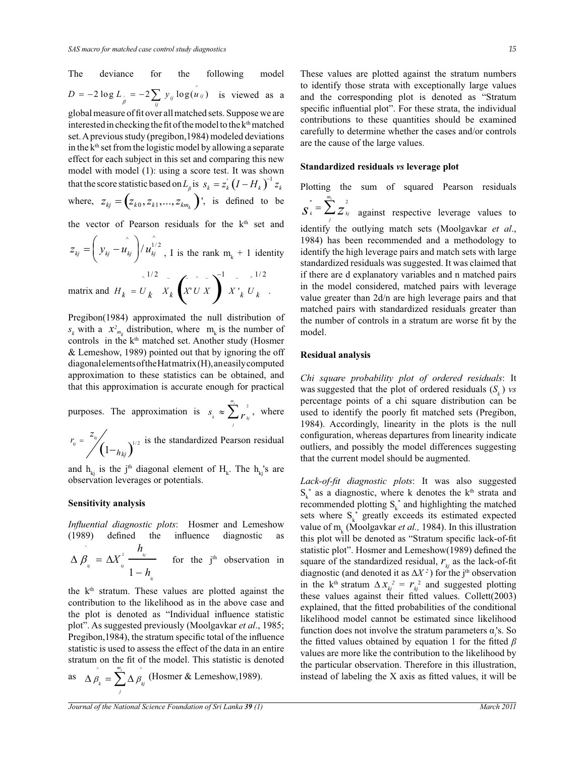The deviance for the following model $D = -2\log L_{\hat{\beta}} = -2\sum_{ij} y_{ij}\log(\hat{u}_{ij})$ is viewed as a global measure of fit over all matched sets. Suppose we are interested in checking the fit of the model to the k[th] matched set. A previous study (pregibon,1984) modeled deviations in the k[th] set from the logistic model by allowing a separate effect for each subject in this set and comparing this new model with model (1): using a score test. It was shown that the score statistic based on $L_{\beta}$ is $s_k = z_k^{'}\left(I - H_k\right)^{-1} z_k$ where, $z_{kj} = \left(z_{k0}, z_{k1}, ..., z_{km_k}\right)'$, is defined to be the vector of Pearson residuals for the k[th] set and $z_{kj} = \left(y_{kj} - \hat{u}_{kj}\right)/\hat{u}_{kj}^{1/2}$, I is the rank $m_k + 1$ identity matrix and $H_k = \hat{U}_k^{1/2}\tilde{X}_k\left(\tilde{X}'\hat{U}\tilde{X}\right)^{-1}\tilde{X}'_k\hat{U}_k^{1/2}$.

Pregibon(1984) approximated the null distribution of $s_k$ with a $x^2_{m_k}$ distribution, where $m_k$ is the number of controls in the k[th] matched set. Another study (Hosmer & Lemeshow, 1989) pointed out that by ignoring the off diagonal elements of the Hat matrix (H), an easily computed approximation to these statistics can be obtained, and that this approximation is accurate enough for practical purposes. The approximation is $s_k \approx \sum_j^{m_i} r_{kj}^2$, where $r_{kj} = z_{kj}/\left(1 - h_{kj}\right)^{1/2}$ is the standardized Pearson residual and $h_{kj}$ is the j[th] diagonal element of $H_k$. The $h_{kj}$'s are observation leverages or potentials.

**Sensitivity analysis**

*Influential diagnostic plots*: Hosmer and Lemeshow (1989) defined the influence diagnostic as

$$\Delta\hat{\beta}_{kj} = \Delta X^2_{kj}\frac{h_{kj}}{1 - h_{kj}}$$

for the j[th] observation in the k[th] stratum. These values are plotted against the contribution to the likelihood as in the above case and the plot is denoted as "Individual influence statistic plot". As suggested previously (Moolgavkar *et al*., 1985; Pregibon,1984), the stratum specific total of the influence statistic is used to assess the effect of the data in an entire stratum on the fit of the model. This statistic is denoted as $\Delta\hat{\beta}_k = \sum_j^{m_i}\Delta\hat{\beta}_{kj}$ (Hosmer & Lemeshow,1989).

These values are plotted against the stratum numbers to identify those strata with exceptionally large values and the corresponding plot is denoted as "Stratum specific influential plot". For these strata, the individual contributions to these quantities should be examined carefully to determine whether the cases and/or controls are the cause of the large values.

**Standardized residuals *vs* leverage plot**

Plotting the sum of squared Pearson residuals $S_k^* = \sum_j^{m_i} z_{kj}^2$ against respective leverage values to identify the outlying match sets (Moolgavkar *et al*., 1984) has been recommended and a methodology to identify the high leverage pairs and match sets with large standardized residuals was suggested. It was claimed that if there are d explanatory variables and n matched pairs in the model considered, matched pairs with leverage value greater than 2d/n are high leverage pairs and that matched pairs with standardized residuals greater than the number of controls in a stratum are worse fit by the model.

**Residual analysis**

*Chi square probability plot of ordered residuals*: It was suggested that the plot of ordered residuals ($S_k$) *vs* percentage points of a chi square distribution can be used to identify the poorly fit matched sets (Pregibon, 1984). Accordingly, linearity in the plots is the null configuration, whereas departures from linearity indicate outliers, and possibly the model differences suggesting that the current model should be augmented.

*Lack-of-fit diagnostic plots*: It was also suggested $S_k^*$ as a diagnostic, where k denotes the k[th] strata and recommended plotting $S_k^*$ and highlighting the matched sets where $S_k^*$ greatly exceeds its estimated expected value of $m_k$ (Moolgavkar *et al.,* 1984). In this illustration this plot will be denoted as "Stratum specific lack-of-fit statistic plot". Hosmer and Lemeshow(1989) defined the square of the standardized residual, $r_{kj}$ as the lack-of-fit diagnostic (and denoted it as $\Delta X^2$) for the j[th] observation in the k[th] stratum $\Delta x_{kj}^2 = r_{kj}^2$ and suggested plotting these values against their fitted values. Collett(2003) explained, that the fitted probabilities of the conditional likelihood model cannot be estimated since likelihood function does not involve the stratum parameters $\alpha_j$'s. So the fitted values obtained by equation 1 for the fitted $\beta$ values are more like the contribution to the likelihood by the particular observation. Therefore in this illustration, instead of labeling the X axis as fitted values, it will be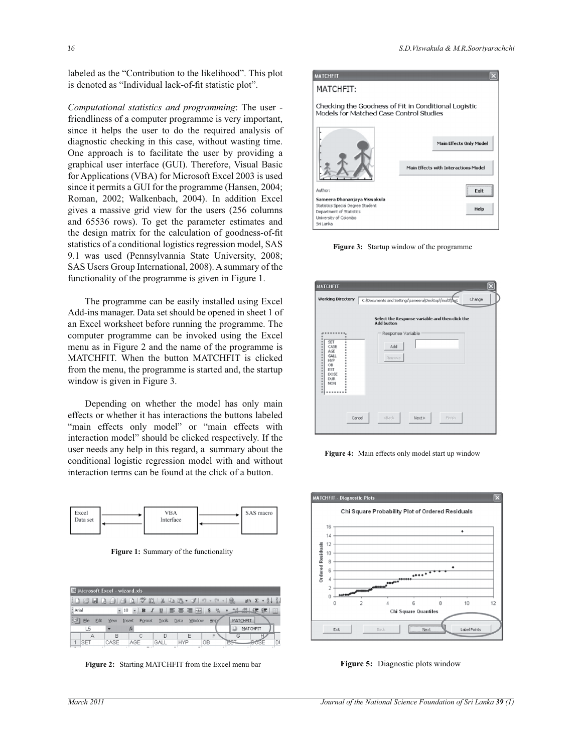labeled as the "Contribution to the likelihood". This plot is denoted as "Individual lack-of-fit statistic plot".

*Computational statistics and programming*: The user - friendliness of a computer programme is very important, since it helps the user to do the required analysis of diagnostic checking in this case, without wasting time. One approach is to facilitate the user by providing a graphical user interface (GUI). Therefore, Visual Basic for Applications (VBA) for Microsoft Excel 2003 is used since it permits a GUI for the programme (Hansen, 2004; Roman, 2002; Walkenbach, 2004). In addition Excel gives a massive grid view for the users (256 columns and 65536 rows). To get the parameter estimates and the design matrix for the calculation of goodness-of-fit statistics of a conditional logistics regression model, SAS 9.1 was used (Pennsylvannia State University, 2008; SAS Users Group International, 2008). A summary of the functionality of the programme is given in Figure 1.

The programme can be easily installed using Excel Add-ins manager. Data set should be opened in sheet 1 of an Excel worksheet before running the programme. The computer programme can be invoked using the Excel menu as in Figure 2 and the name of the programme is MATCHFIT. When the button MATCHFIT is clicked from the menu, the programme is started and, the startup window is given in Figure 3.

Depending on whether the model has only main effects or whether it has interactions the buttons labeled "main effects only model" or "main effects with interaction model" should be clicked respectively. If the user needs any help in this regard, a summary about the conditional logistic regression model with and without interaction terms can be found at the click of a button.

**Figure 1:** Summary of the functionality

**Figure 2:** Starting MATCHFIT from the Excel menu bar

**Figure 3:** Startup window of the programme

**Figure 4:** Main effects only model start up window

**Figure 5:** Diagnostic plots window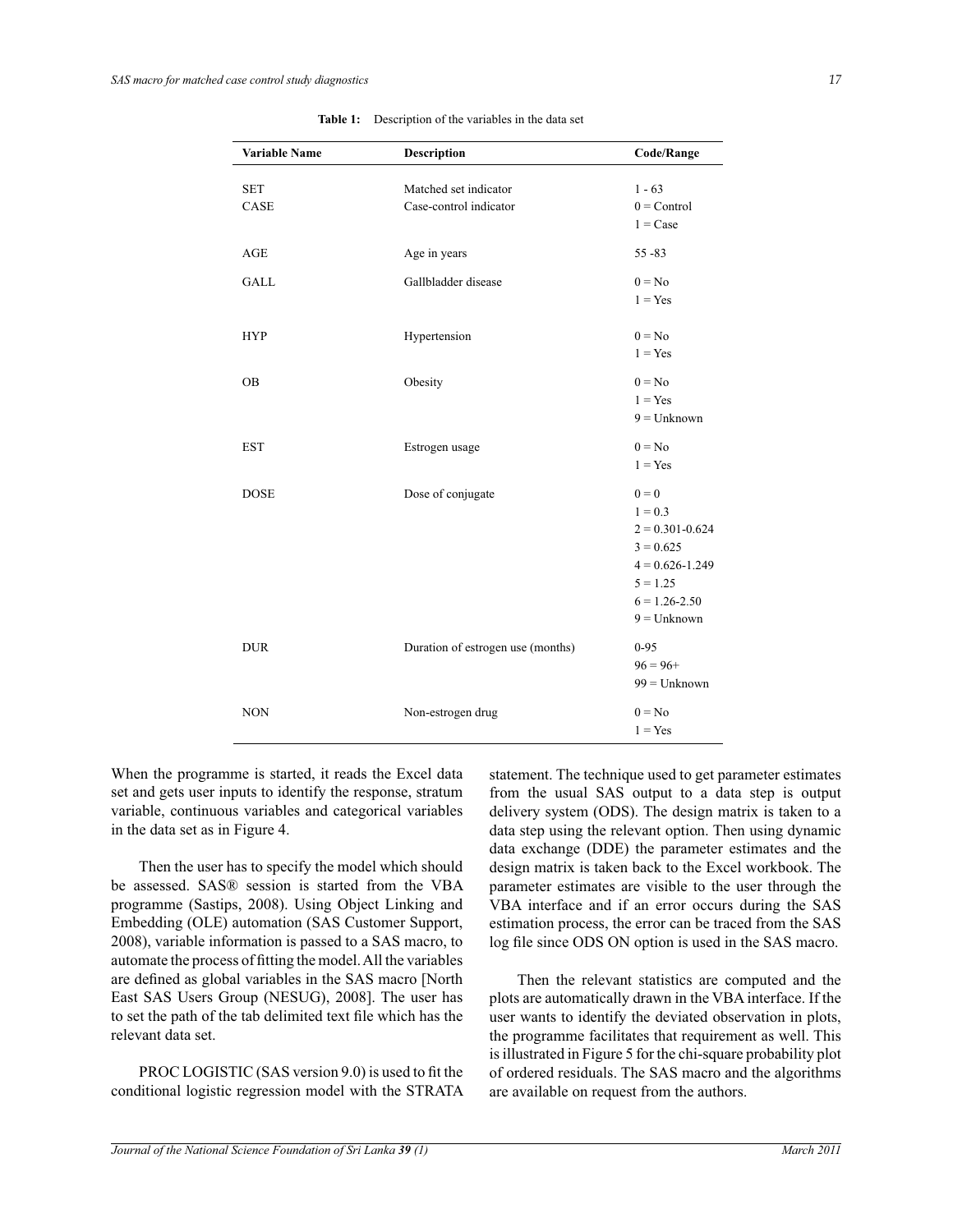**Table 1:** Description of the variables in the data set

| Variable Name | Description | Code/Range |
|---|---|---|
| SET | Matched set indicator | 1 - 63 |
| CASE | Case-control indicator | 0 = Control<br>1 = Case |
| AGE | Age in years | 55 -83 |
| GALL | Gallbladder disease | 0 = No<br>1 = Yes |
| HYP | Hypertension | 0 = No<br>1 = Yes |
| OB | Obesity | 0 = No<br>1 = Yes<br>9 = Unknown |
| EST | Estrogen usage | 0 = No<br>1 = Yes |
| DOSE | Dose of conjugate | 0 = 0<br>1 = 0.3<br>2 = 0.301-0.624<br>3 = 0.625<br>4 = 0.626-1.249<br>5 = 1.25<br>6 = 1.26-2.50<br>9 = Unknown |
| DUR | Duration of estrogen use (months) | 0-95<br>96 = 96+<br>99 = Unknown |
| NON | Non-estrogen drug | 0 = No<br>1 = Yes |

When the programme is started, it reads the Excel data set and gets user inputs to identify the response, stratum variable, continuous variables and categorical variables in the data set as in Figure 4.

Then the user has to specify the model which should be assessed. SAS® session is started from the VBA programme (Sastips, 2008). Using Object Linking and Embedding (OLE) automation (SAS Customer Support, 2008), variable information is passed to a SAS macro, to automate the process of fitting the model. All the variables are defined as global variables in the SAS macro [North East SAS Users Group (NESUG), 2008]. The user has to set the path of the tab delimited text file which has the relevant data set.

PROC LOGISTIC (SAS version 9.0) is used to fit the conditional logistic regression model with the STRATA statement. The technique used to get parameter estimates from the usual SAS output to a data step is output delivery system (ODS). The design matrix is taken to a data step using the relevant option. Then using dynamic data exchange (DDE) the parameter estimates and the design matrix is taken back to the Excel workbook. The parameter estimates are visible to the user through the VBA interface and if an error occurs during the SAS estimation process, the error can be traced from the SAS log file since ODS ON option is used in the SAS macro.

Then the relevant statistics are computed and the plots are automatically drawn in the VBA interface. If the user wants to identify the deviated observation in plots, the programme facilitates that requirement as well. This is illustrated in Figure 5 for the chi-square probability plot of ordered residuals. The SAS macro and the algorithms are available on request from the authors.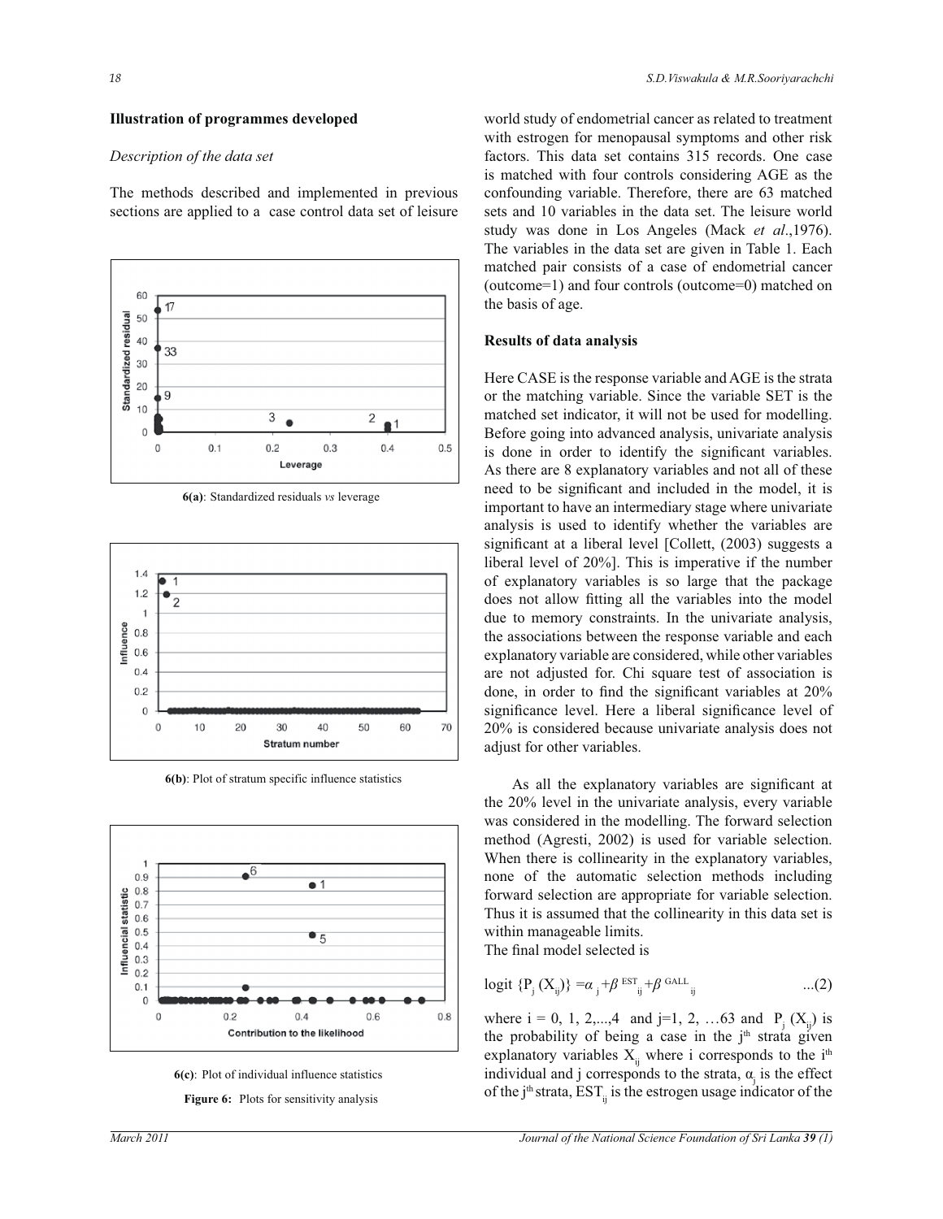## Illustration of programmes developed

*Description of the data set*

The methods described and implemented in previous sections are applied to a case control data set of leisure world study of endometrial cancer as related to treatment with estrogen for menopausal symptoms and other risk factors. This data set contains 315 records. One case is matched with four controls considering AGE as the confounding variable. Therefore, there are 63 matched sets and 10 variables in the data set. The leisure world study was done in Los Angeles (Mack *et al*.,1976). The variables in the data set are given in Table 1. Each matched pair consists of a case of endometrial cancer (outcome=1) and four controls (outcome=0) matched on the basis of age.

**6(a)**: Standardized residuals *vs* leverage

**6(b)**: Plot of stratum specific influence statistics

**6(c)**: Plot of individual influence statistics

**Figure 6:** Plots for sensitivity analysis

## Results of data analysis

Here CASE is the response variable and AGE is the strata or the matching variable. Since the variable SET is the matched set indicator, it will not be used for modelling. Before going into advanced analysis, univariate analysis is done in order to identify the significant variables. As there are 8 explanatory variables and not all of these need to be significant and included in the model, it is important to have an intermediary stage where univariate analysis is used to identify whether the variables are significant at a liberal level [Collett, (2003) suggests a liberal level of 20%]. This is imperative if the number of explanatory variables is so large that the package does not allow fitting all the variables into the model due to memory constraints. In the univariate analysis, the associations between the response variable and each explanatory variable are considered, while other variables are not adjusted for. Chi square test of association is done, in order to find the significant variables at 20% significance level. Here a liberal significance level of 20% is considered because univariate analysis does not adjust for other variables.

As all the explanatory variables are significant at the 20% level in the univariate analysis, every variable was considered in the modelling. The forward selection method (Agresti, 2002) is used for variable selection. When there is collinearity in the explanatory variables, none of the automatic selection methods including forward selection are appropriate for variable selection. Thus it is assumed that the collinearity in this data set is within manageable limits.
The final model selected is

$$\text{logit}\ \{P_j\,(X_{ij})\} = \alpha_j + \beta^{\,EST}_{\;ij} + \beta^{\,GALL}_{\;ij} \qquad \text{...(2)}$$

where i = 0, 1, 2,...,4 and j=1, 2, …63 and $P_j\,(X_{ij})$ is the probability of being a case in the $j^{th}$ strata given explanatory variables $X_{ij}$ where i corresponds to the $i^{th}$ individual and j corresponds to the strata, $\alpha_j$ is the effect of the $j^{th}$ strata, $EST_{ij}$ is the estrogen usage indicator of the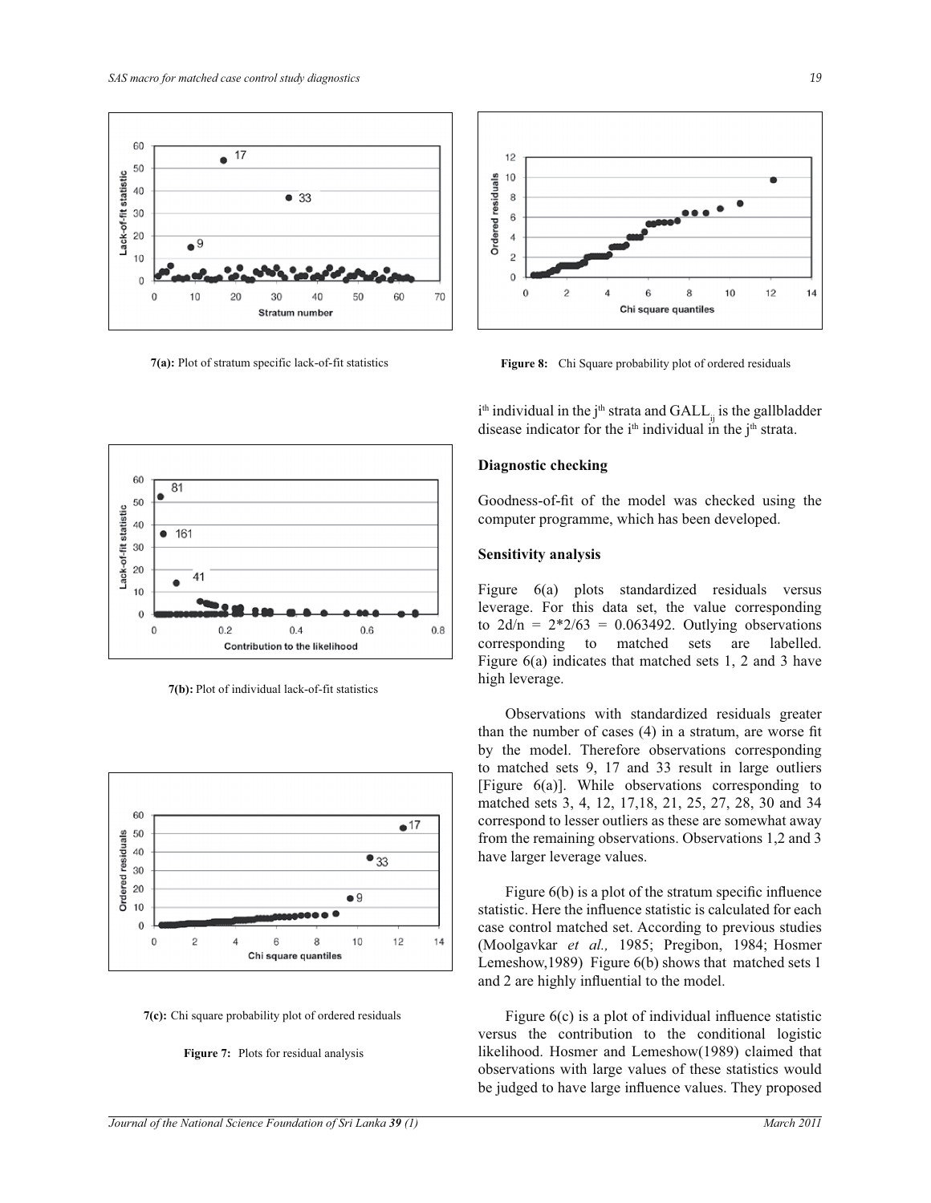7(a): Plot of stratum specific lack-of-fit statistics

7(b): Plot of individual lack-of-fit statistics

7(c): Chi square probability plot of ordered residuals

**Figure 7:** Plots for residual analysis

**Figure 8:** Chi Square probability plot of ordered residuals

$i^{th}$ individual in the $j^{th}$ strata and $GALL_{ij}$ is the gallbladder disease indicator for the $i^{th}$ individual in the $j^{th}$ strata.

**Diagnostic checking**

Goodness-of-fit of the model was checked using the computer programme, which has been developed.

**Sensitivity analysis**

Figure 6(a) plots standardized residuals versus leverage. For this data set, the value corresponding to $2d/n = 2*2/63 = 0.063492$. Outlying observations corresponding to matched sets are labelled. Figure 6(a) indicates that matched sets 1, 2 and 3 have high leverage.

Observations with standardized residuals greater than the number of cases (4) in a stratum, are worse fit by the model. Therefore observations corresponding to matched sets 9, 17 and 33 result in large outliers [Figure 6(a)]. While observations corresponding to matched sets 3, 4, 12, 17,18, 21, 25, 27, 28, 30 and 34 correspond to lesser outliers as these are somewhat away from the remaining observations. Observations 1,2 and 3 have larger leverage values.

Figure 6(b) is a plot of the stratum specific influence statistic. Here the influence statistic is calculated for each case control matched set. According to previous studies (Moolgavkar *et al.,* 1985; Pregibon, 1984; Hosmer Lemeshow,1989) Figure 6(b) shows that matched sets 1 and 2 are highly influential to the model.

Figure 6(c) is a plot of individual influence statistic versus the contribution to the conditional logistic likelihood. Hosmer and Lemeshow(1989) claimed that observations with large values of these statistics would be judged to have large influence values. They proposed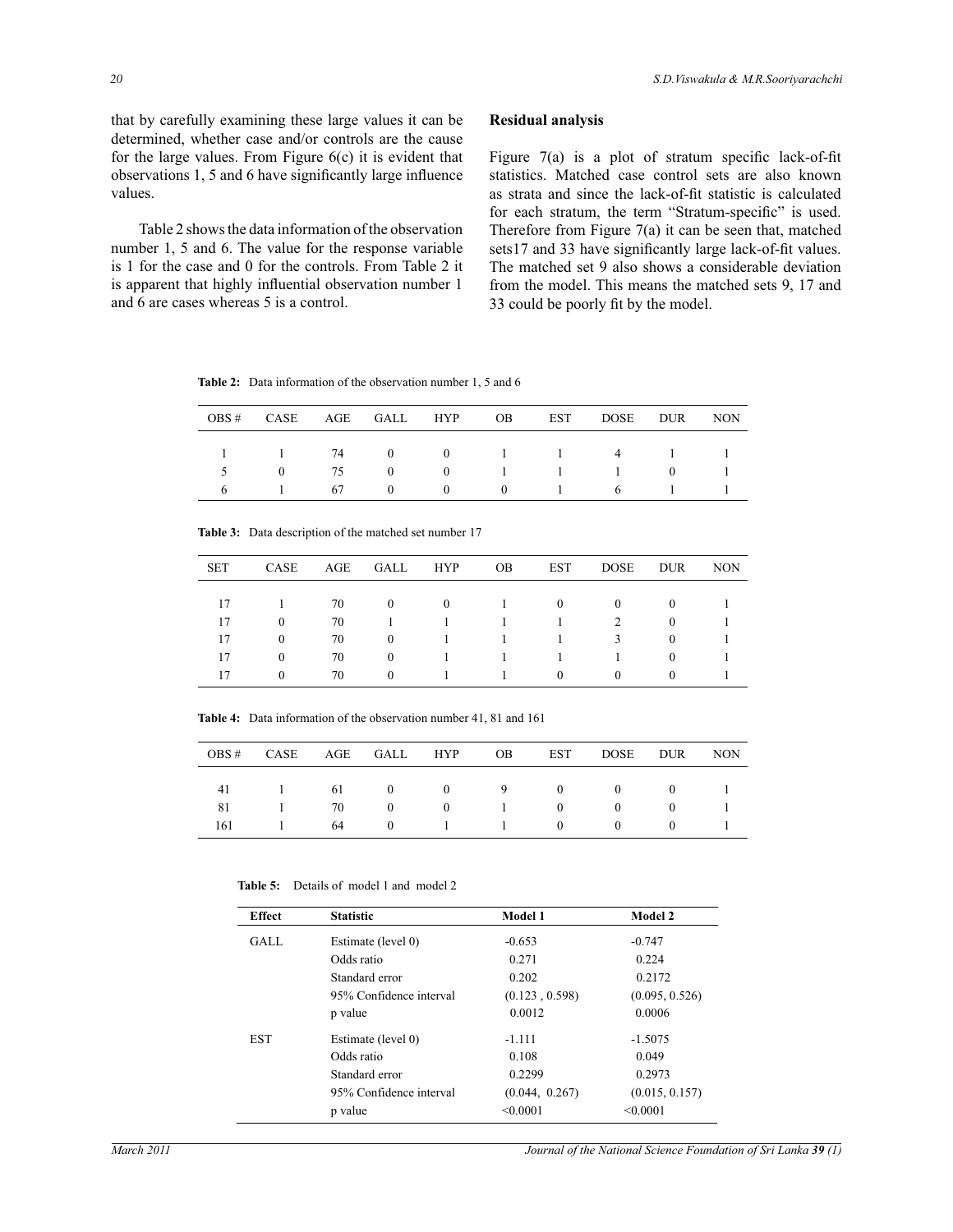that by carefully examining these large values it can be determined, whether case and/or controls are the cause for the large values. From Figure 6(c) it is evident that observations 1, 5 and 6 have significantly large influence values.

Table 2 shows the data information of the observation number 1, 5 and 6. The value for the response variable is 1 for the case and 0 for the controls. From Table 2 it is apparent that highly influential observation number 1 and 6 are cases whereas 5 is a control.

### Residual analysis

Figure 7(a) is a plot of stratum specific lack-of-fit statistics. Matched case control sets are also known as strata and since the lack-of-fit statistic is calculated for each stratum, the term "Stratum-specific" is used. Therefore from Figure 7(a) it can be seen that, matched sets17 and 33 have significantly large lack-of-fit values. The matched set 9 also shows a considerable deviation from the model. This means the matched sets 9, 17 and 33 could be poorly fit by the model.

**Table 2:** Data information of the observation number 1, 5 and 6

| OBS # | CASE | AGE | GALL | HYP | OB | EST | DOSE | DUR | NON |
|---|---|---|---|---|---|---|---|---|---|
| 1 | 1 | 74 | 0 | 0 | 1 | 1 | 4 | 1 | 1 |
| 5 | 0 | 75 | 0 | 0 | 1 | 1 | 1 | 0 | 1 |
| 6 | 1 | 67 | 0 | 0 | 0 | 1 | 6 | 1 | 1 |

**Table 3:** Data description of the matched set number 17

| SET | CASE | AGE | GALL | HYP | OB | EST | DOSE | DUR | NON |
|---|---|---|---|---|---|---|---|---|---|
| 17 | 1 | 70 | 0 | 0 | 1 | 0 | 0 | 0 | 1 |
| 17 | 0 | 70 | 1 | 1 | 1 | 1 | 2 | 0 | 1 |
| 17 | 0 | 70 | 0 | 1 | 1 | 1 | 3 | 0 | 1 |
| 17 | 0 | 70 | 0 | 1 | 1 | 1 | 1 | 0 | 1 |
| 17 | 0 | 70 | 0 | 1 | 1 | 0 | 0 | 0 | 1 |

**Table 4:** Data information of the observation number 41, 81 and 161

| OBS # | CASE | AGE | GALL | HYP | OB | EST | DOSE | DUR | NON |
|---|---|---|---|---|---|---|---|---|---|
| 41 | 1 | 61 | 0 | 0 | 9 | 0 | 0 | 0 | 1 |
| 81 | 1 | 70 | 0 | 0 | 1 | 0 | 0 | 0 | 1 |
| 161 | 1 | 64 | 0 | 1 | 1 | 0 | 0 | 0 | 1 |

**Table 5:** Details of model 1 and model 2

| Effect | Statistic | Model 1 | Model 2 |
|---|---|---|---|
| GALL | Estimate (level 0) | -0.653 | -0.747 |
| | Odds ratio | 0.271 | 0.224 |
| | Standard error | 0.202 | 0.2172 |
| | 95% Confidence interval | (0.123 , 0.598) | (0.095, 0.526) |
| | p value | 0.0012 | 0.0006 |
| EST | Estimate (level 0) | -1.111 | -1.5075 |
| | Odds ratio | 0.108 | 0.049 |
| | Standard error | 0.2299 | 0.2973 |
| | 95% Confidence interval | (0.044, 0.267) | (0.015, 0.157) |
| | p value | <0.0001 | <0.0001 |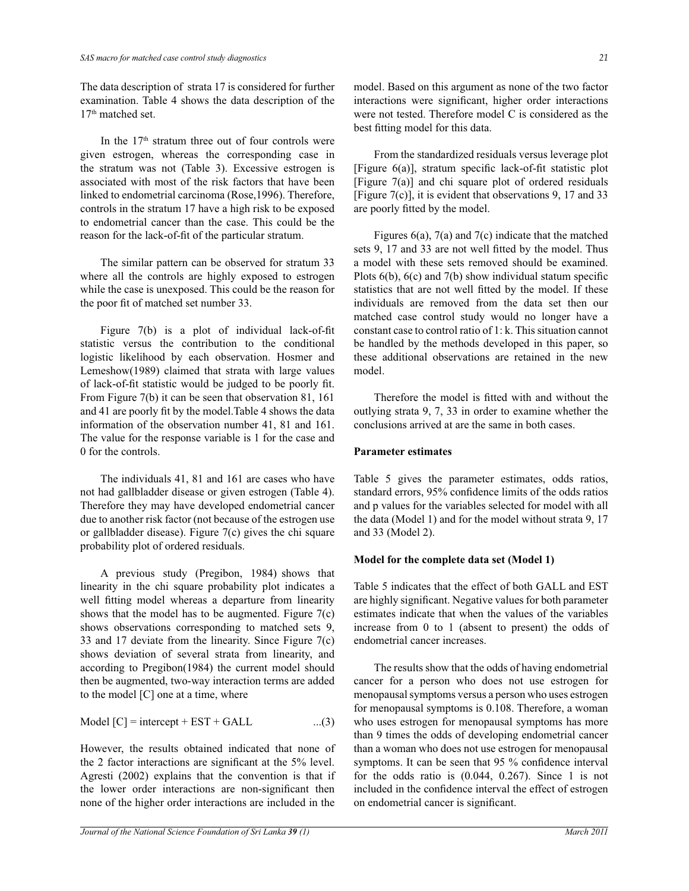The data description of strata 17 is considered for further examination. Table 4 shows the data description of the 17[th] matched set.

In the 17[th] stratum three out of four controls were given estrogen, whereas the corresponding case in the stratum was not (Table 3). Excessive estrogen is associated with most of the risk factors that have been linked to endometrial carcinoma (Rose,1996). Therefore, controls in the stratum 17 have a high risk to be exposed to endometrial cancer than the case. This could be the reason for the lack-of-fit of the particular stratum.

The similar pattern can be observed for stratum 33 where all the controls are highly exposed to estrogen while the case is unexposed. This could be the reason for the poor fit of matched set number 33.

Figure 7(b) is a plot of individual lack-of-fit statistic versus the contribution to the conditional logistic likelihood by each observation. Hosmer and Lemeshow(1989) claimed that strata with large values of lack-of-fit statistic would be judged to be poorly fit. From Figure 7(b) it can be seen that observation 81, 161 and 41 are poorly fit by the model.Table 4 shows the data information of the observation number 41, 81 and 161. The value for the response variable is 1 for the case and 0 for the controls.

The individuals 41, 81 and 161 are cases who have not had gallbladder disease or given estrogen (Table 4). Therefore they may have developed endometrial cancer due to another risk factor (not because of the estrogen use or gallbladder disease). Figure 7(c) gives the chi square probability plot of ordered residuals.

A previous study (Pregibon, 1984) shows that linearity in the chi square probability plot indicates a well fitting model whereas a departure from linearity shows that the model has to be augmented. Figure 7(c) shows observations corresponding to matched sets 9, 33 and 17 deviate from the linearity. Since Figure 7(c) shows deviation of several strata from linearity, and according to Pregibon(1984) the current model should then be augmented, two-way interaction terms are added to the model [C] one at a time, where

Model [C] = intercept + EST + GALL ...(3)

However, the results obtained indicated that none of the 2 factor interactions are significant at the 5% level. Agresti (2002) explains that the convention is that if the lower order interactions are non-significant then none of the higher order interactions are included in the model. Based on this argument as none of the two factor interactions were significant, higher order interactions were not tested. Therefore model C is considered as the best fitting model for this data.

From the standardized residuals versus leverage plot [Figure 6(a)], stratum specific lack-of-fit statistic plot [Figure 7(a)] and chi square plot of ordered residuals [Figure 7(c)], it is evident that observations 9, 17 and 33 are poorly fitted by the model.

Figures 6(a), 7(a) and 7(c) indicate that the matched sets 9, 17 and 33 are not well fitted by the model. Thus a model with these sets removed should be examined. Plots 6(b), 6(c) and 7(b) show individual statum specific statistics that are not well fitted by the model. If these individuals are removed from the data set then our matched case control study would no longer have a constant case to control ratio of 1: k. This situation cannot be handled by the methods developed in this paper, so these additional observations are retained in the new model.

Therefore the model is fitted with and without the outlying strata 9, 7, 33 in order to examine whether the conclusions arrived at are the same in both cases.

**Parameter estimates**

Table 5 gives the parameter estimates, odds ratios, standard errors, 95% confidence limits of the odds ratios and p values for the variables selected for model with all the data (Model 1) and for the model without strata 9, 17 and 33 (Model 2).

**Model for the complete data set (Model 1)**

Table 5 indicates that the effect of both GALL and EST are highly significant. Negative values for both parameter estimates indicate that when the values of the variables increase from 0 to 1 (absent to present) the odds of endometrial cancer increases.

The results show that the odds of having endometrial cancer for a person who does not use estrogen for menopausal symptoms versus a person who uses estrogen for menopausal symptoms is 0.108. Therefore, a woman who uses estrogen for menopausal symptoms has more than 9 times the odds of developing endometrial cancer than a woman who does not use estrogen for menopausal symptoms. It can be seen that 95 % confidence interval for the odds ratio is (0.044, 0.267). Since 1 is not included in the confidence interval the effect of estrogen on endometrial cancer is significant.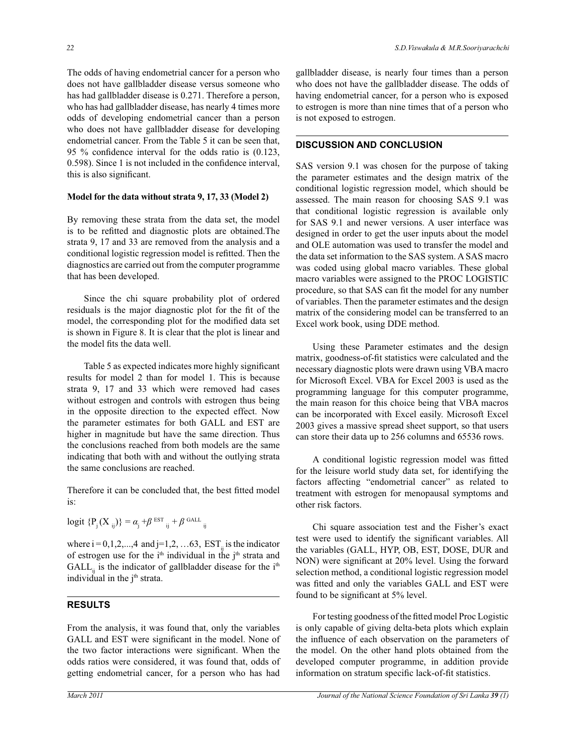The odds of having endometrial cancer for a person who does not have gallbladder disease versus someone who has had gallbladder disease is 0.271. Therefore a person, who has had gallbladder disease, has nearly 4 times more odds of developing endometrial cancer than a person who does not have gallbladder disease for developing endometrial cancer. From the Table 5 it can be seen that, 95 % confidence interval for the odds ratio is (0.123, 0.598). Since 1 is not included in the confidence interval, this is also significant.

**Model for the data without strata 9, 17, 33 (Model 2)**

By removing these strata from the data set, the model is to be refitted and diagnostic plots are obtained.The strata 9, 17 and 33 are removed from the analysis and a conditional logistic regression model is refitted. Then the diagnostics are carried out from the computer programme that has been developed.

Since the chi square probability plot of ordered residuals is the major diagnostic plot for the fit of the model, the corresponding plot for the modified data set is shown in Figure 8. It is clear that the plot is linear and the model fits the data well.

Table 5 as expected indicates more highly significant results for model 2 than for model 1. This is because strata 9, 17 and 33 which were removed had cases without estrogen and controls with estrogen thus being in the opposite direction to the expected effect. Now the parameter estimates for both GALL and EST are higher in magnitude but have the same direction. Thus the conclusions reached from both models are the same indicating that both with and without the outlying strata the same conclusions are reached.

Therefore it can be concluded that, the best fitted model is:

$$\text{logit}\ \{P_j(X_{ij})\} = \alpha_j + \beta^{\text{EST}}{}_{ij} + \beta^{\text{GALL}}{}_{ij}$$

where $i = 0,1,2,...,4$ and $j=1,2, \ldots 63$, $\text{EST}_{ij}$ is the indicator of estrogen use for the $i^{th}$ individual in the $j^{th}$ strata and $\text{GALL}_{ij}$ is the indicator of gallbladder disease for the $i^{th}$ individual in the $j^{th}$ strata.

## RESULTS

From the analysis, it was found that, only the variables GALL and EST were significant in the model. None of the two factor interactions were significant. When the odds ratios were considered, it was found that, odds of getting endometrial cancer, for a person who has had gallbladder disease, is nearly four times than a person who does not have the gallbladder disease. The odds of having endometrial cancer, for a person who is exposed to estrogen is more than nine times that of a person who is not exposed to estrogen.

## DISCUSSION AND CONCLUSION

SAS version 9.1 was chosen for the purpose of taking the parameter estimates and the design matrix of the conditional logistic regression model, which should be assessed. The main reason for choosing SAS 9.1 was that conditional logistic regression is available only for SAS 9.1 and newer versions. A user interface was designed in order to get the user inputs about the model and OLE automation was used to transfer the model and the data set information to the SAS system. A SAS macro was coded using global macro variables. These global macro variables were assigned to the PROC LOGISTIC procedure, so that SAS can fit the model for any number of variables. Then the parameter estimates and the design matrix of the considering model can be transferred to an Excel work book, using DDE method.

Using these Parameter estimates and the design matrix, goodness-of-fit statistics were calculated and the necessary diagnostic plots were drawn using VBA macro for Microsoft Excel. VBA for Excel 2003 is used as the programming language for this computer programme, the main reason for this choice being that VBA macros can be incorporated with Excel easily. Microsoft Excel 2003 gives a massive spread sheet support, so that users can store their data up to 256 columns and 65536 rows.

A conditional logistic regression model was fitted for the leisure world study data set, for identifying the factors affecting "endometrial cancer" as related to treatment with estrogen for menopausal symptoms and other risk factors.

Chi square association test and the Fisher's exact test were used to identify the significant variables. All the variables (GALL, HYP, OB, EST, DOSE, DUR and NON) were significant at 20% level. Using the forward selection method, a conditional logistic regression model was fitted and only the variables GALL and EST were found to be significant at 5% level.

For testing goodness of the fitted model Proc Logistic is only capable of giving delta-beta plots which explain the influence of each observation on the parameters of the model. On the other hand plots obtained from the developed computer programme, in addition provide information on stratum specific lack-of-fit statistics.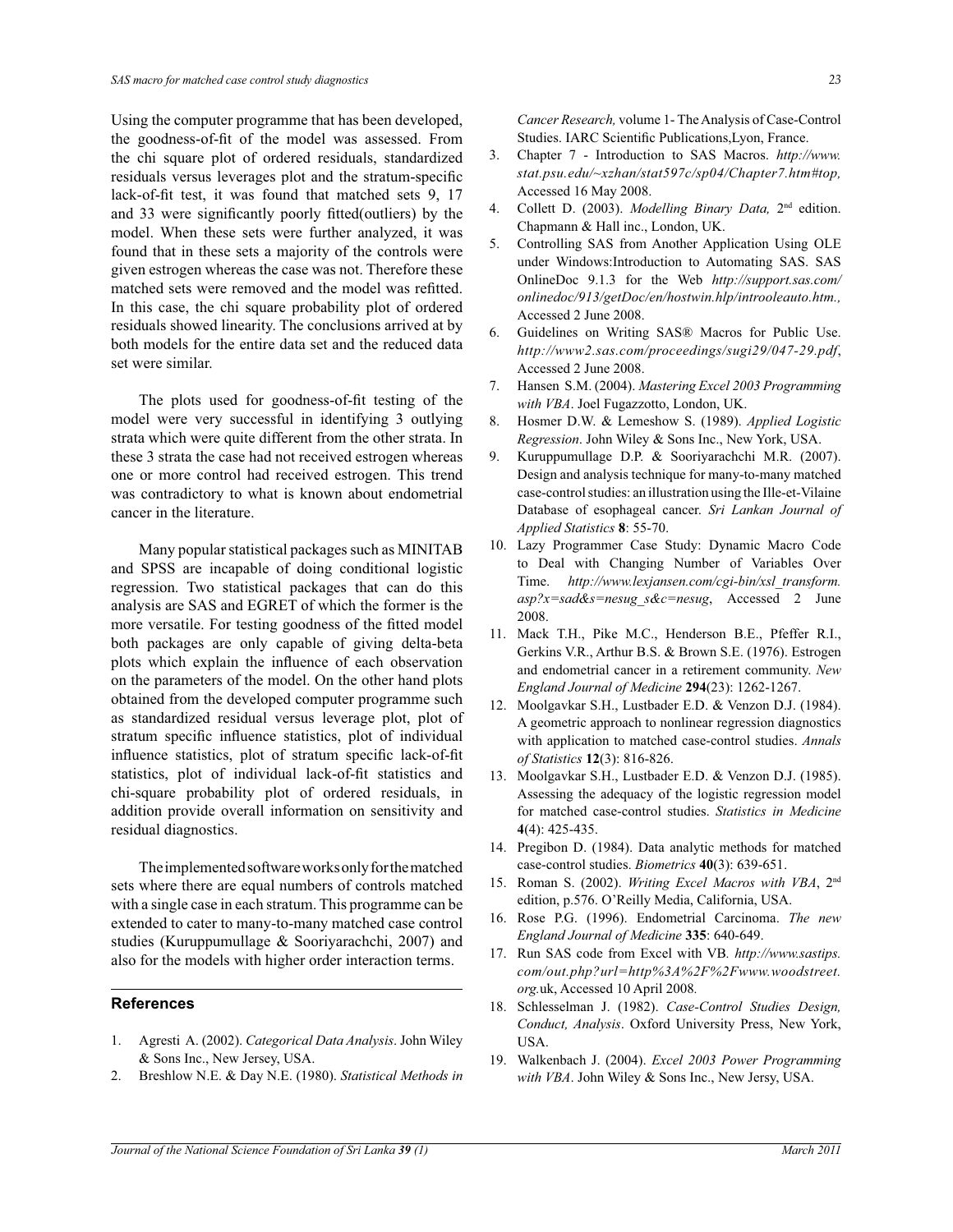Using the computer programme that has been developed, the goodness-of-fit of the model was assessed. From the chi square plot of ordered residuals, standardized residuals versus leverages plot and the stratum-specific lack-of-fit test, it was found that matched sets 9, 17 and 33 were significantly poorly fitted(outliers) by the model. When these sets were further analyzed, it was found that in these sets a majority of the controls were given estrogen whereas the case was not. Therefore these matched sets were removed and the model was refitted. In this case, the chi square probability plot of ordered residuals showed linearity. The conclusions arrived at by both models for the entire data set and the reduced data set were similar.

The plots used for goodness-of-fit testing of the model were very successful in identifying 3 outlying strata which were quite different from the other strata. In these 3 strata the case had not received estrogen whereas one or more control had received estrogen. This trend was contradictory to what is known about endometrial cancer in the literature.

Many popular statistical packages such as MINITAB and SPSS are incapable of doing conditional logistic regression. Two statistical packages that can do this analysis are SAS and EGRET of which the former is the more versatile. For testing goodness of the fitted model both packages are only capable of giving delta-beta plots which explain the influence of each observation on the parameters of the model. On the other hand plots obtained from the developed computer programme such as standardized residual versus leverage plot, plot of stratum specific influence statistics, plot of individual influence statistics, plot of stratum specific lack-of-fit statistics, plot of individual lack-of-fit statistics and chi-square probability plot of ordered residuals, in addition provide overall information on sensitivity and residual diagnostics.

The implemented software works only for the matched sets where there are equal numbers of controls matched with a single case in each stratum. This programme can be extended to cater to many-to-many matched case control studies (Kuruppumullage & Sooriyarachchi, 2007) and also for the models with higher order interaction terms.

## References

1. Agresti A. (2002). *Categorical Data Analysis*. John Wiley & Sons Inc., New Jersey, USA.
2. Breshlow N.E. & Day N.E. (1980). *Statistical Methods in Cancer Research,* volume 1- The Analysis of Case-Control Studies. IARC Scientific Publications,Lyon, France.
3. Chapter 7 - Introduction to SAS Macros. *http://www.stat.psu.edu/~xzhan/stat597c/sp04/Chapter7.htm#top,* Accessed 16 May 2008.
4. Collett D. (2003). *Modelling Binary Data,* 2nd edition. Chapmann & Hall inc., London, UK.
5. Controlling SAS from Another Application Using OLE under Windows:Introduction to Automating SAS. SAS OnlineDoc 9.1.3 for the Web *http://support.sas.com/onlinedoc/913/getDoc/en/hostwin.hlp/introoleauto.htm.,* Accessed 2 June 2008.
6. Guidelines on Writing SAS® Macros for Public Use. *http://www2.sas.com/proceedings/sugi29/047-29.pdf*, Accessed 2 June 2008.
7. Hansen S.M. (2004). *Mastering Excel 2003 Programming with VBA*. Joel Fugazzotto, London, UK.
8. Hosmer D.W. & Lemeshow S. (1989). *Applied Logistic Regression*. John Wiley & Sons Inc., New York, USA.
9. Kuruppumullage D.P. & Sooriyarachchi M.R. (2007). Design and analysis technique for many-to-many matched case-control studies: an illustration using the Ille-et-Vilaine Database of esophageal cancer. *Sri Lankan Journal of Applied Statistics* **8**: 55-70.
10. Lazy Programmer Case Study: Dynamic Macro Code to Deal with Changing Number of Variables Over Time. *http://www.lexjansen.com/cgi-bin/xsl_transform.asp?x=sad&s=nesug_s&c=nesug*, Accessed 2 June 2008.
11. Mack T.H., Pike M.C., Henderson B.E., Pfeffer R.I., Gerkins V.R., Arthur B.S. & Brown S.E. (1976). Estrogen and endometrial cancer in a retirement community. *New England Journal of Medicine* **294**(23): 1262-1267.
12. Moolgavkar S.H., Lustbader E.D. & Venzon D.J. (1984). A geometric approach to nonlinear regression diagnostics with application to matched case-control studies. *Annals of Statistics* **12**(3): 816-826.
13. Moolgavkar S.H., Lustbader E.D. & Venzon D.J. (1985). Assessing the adequacy of the logistic regression model for matched case-control studies. *Statistics in Medicine* **4**(4): 425-435.
14. Pregibon D. (1984). Data analytic methods for matched case-control studies. *Biometrics* **40**(3): 639-651.
15. Roman S. (2002). *Writing Excel Macros with VBA*, 2nd edition, p.576. O'Reilly Media, California, USA.
16. Rose P.G. (1996). Endometrial Carcinoma. *The new England Journal of Medicine* **335**: 640-649.
17. Run SAS code from Excel with VB. *http://www.sastips.com/out.php?url=http%3A%2F%2Fwww.woodstreet.org.*uk, Accessed 10 April 2008.
18. Schlesselman J. (1982). *Case-Control Studies Design, Conduct, Analysis*. Oxford University Press, New York, USA.
19. Walkenbach J. (2004). *Excel 2003 Power Programming with VBA*. John Wiley & Sons Inc., New Jersy, USA.